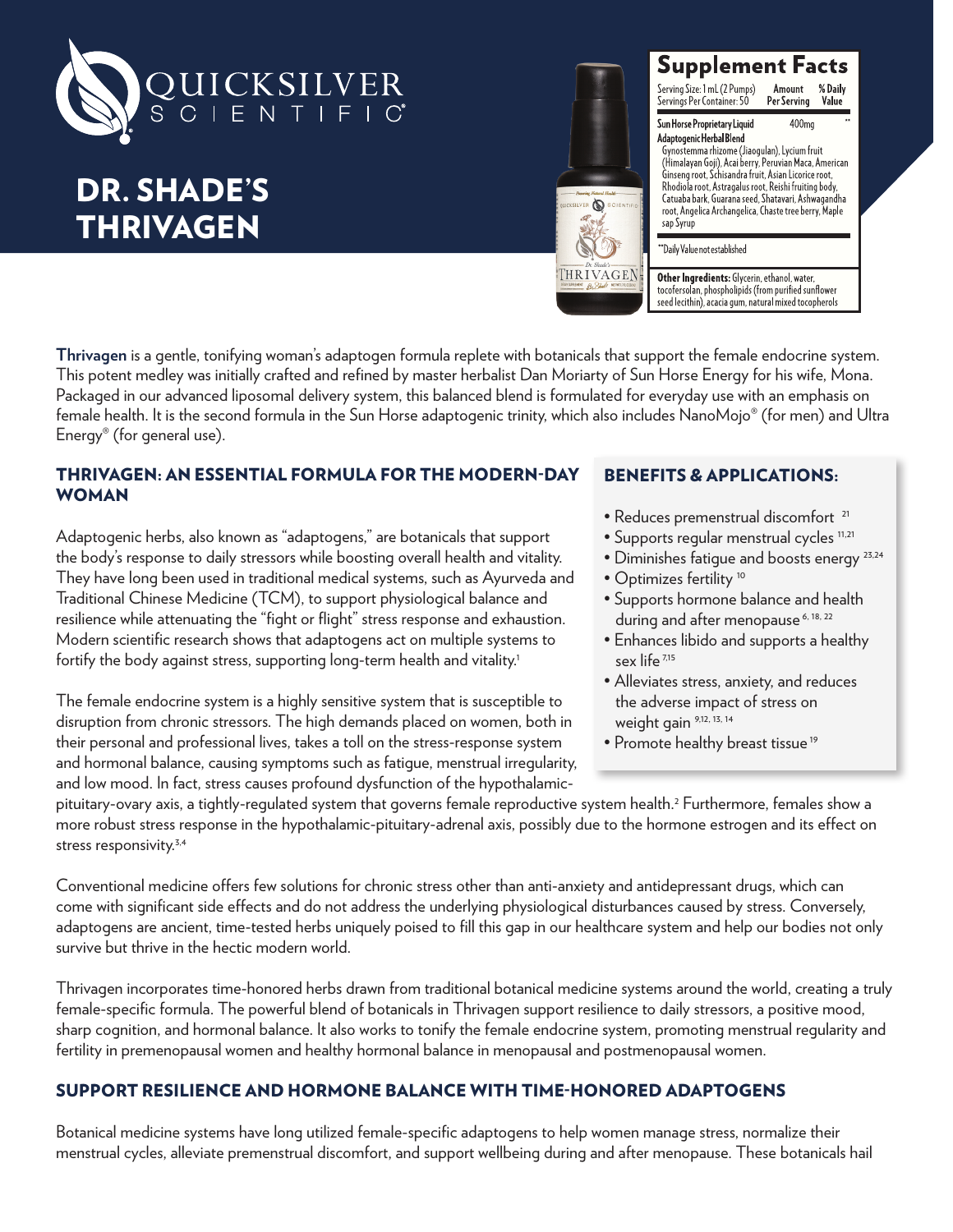# QUICKSILVER SCIENTIFIC

# DR. SHADE'S THRIVAGEN

**Supplement Facts**

Serving Size: 1 mL (2 Pumps)
Servings Per Container: 50

| | Amount Per Serving | % Daily Value |
|---|---|---|
| **Sun Horse Proprietary Liquid Adaptogenic Herbal Blend** Gynostemma rhizome (Jiaogulan), Lycium fruit (Himalayan Goji), Acai berry, Peruvian Maca, American Ginseng root, Schisandra fruit, Asian Licorice root, Rhodiola root, Astragalus root, Reishi fruiting body, Catuaba bark, Guarana seed, Shatavari, Ashwagandha root, Angelica Archangelica, Chaste tree berry, Maple sap Syrup | 400mg | ** |

**Daily Value not established

**Other Ingredients:** Glycerin, ethanol, water, tocofersolan, phospholipids (from purified sunflower seed lecithin), acacia gum, natural mixed tocopherols

**Thrivagen** is a gentle, tonifying woman's adaptogen formula replete with botanicals that support the female endocrine system. This potent medley was initially crafted and refined by master herbalist Dan Moriarty of Sun Horse Energy for his wife, Mona. Packaged in our advanced liposomal delivery system, this balanced blend is formulated for everyday use with an emphasis on female health. It is the second formula in the Sun Horse adaptogenic trinity, which also includes NanoMojo® (for men) and Ultra Energy® (for general use).

## THRIVAGEN: AN ESSENTIAL FORMULA FOR THE MODERN-DAY WOMAN

Adaptogenic herbs, also known as "adaptogens," are botanicals that support the body's response to daily stressors while boosting overall health and vitality. They have long been used in traditional medical systems, such as Ayurveda and Traditional Chinese Medicine (TCM), to support physiological balance and resilience while attenuating the "fight or flight" stress response and exhaustion. Modern scientific research shows that adaptogens act on multiple systems to fortify the body against stress, supporting long-term health and vitality.[1]

The female endocrine system is a highly sensitive system that is susceptible to disruption from chronic stressors. The high demands placed on women, both in their personal and professional lives, takes a toll on the stress-response system and hormonal balance, causing symptoms such as fatigue, menstrual irregularity, and low mood. In fact, stress causes profound dysfunction of the hypothalamic-pituitary-ovary axis, a tightly-regulated system that governs female reproductive system health.[2] Furthermore, females show a more robust stress response in the hypothalamic-pituitary-adrenal axis, possibly due to the hormone estrogen and its effect on stress responsivity.[3,4]

## BENEFITS & APPLICATIONS:

- Reduces premenstrual discomfort [21]
- Supports regular menstrual cycles [11,21]
- Diminishes fatigue and boosts energy [23,24]
- Optimizes fertility [10]
- Supports hormone balance and health during and after menopause [6, 18, 22]
- Enhances libido and supports a healthy sex life [7,15]
- Alleviates stress, anxiety, and reduces the adverse impact of stress on weight gain [9,12, 13, 14]
- Promote healthy breast tissue [19]

Conventional medicine offers few solutions for chronic stress other than anti-anxiety and antidepressant drugs, which can come with significant side effects and do not address the underlying physiological disturbances caused by stress. Conversely, adaptogens are ancient, time-tested herbs uniquely poised to fill this gap in our healthcare system and help our bodies not only survive but thrive in the hectic modern world.

Thrivagen incorporates time-honored herbs drawn from traditional botanical medicine systems around the world, creating a truly female-specific formula. The powerful blend of botanicals in Thrivagen support resilience to daily stressors, a positive mood, sharp cognition, and hormonal balance. It also works to tonify the female endocrine system, promoting menstrual regularity and fertility in premenopausal women and healthy hormonal balance in menopausal and postmenopausal women.

## SUPPORT RESILIENCE AND HORMONE BALANCE WITH TIME-HONORED ADAPTOGENS

Botanical medicine systems have long utilized female-specific adaptogens to help women manage stress, normalize their menstrual cycles, alleviate premenstrual discomfort, and support wellbeing during and after menopause. These botanicals hail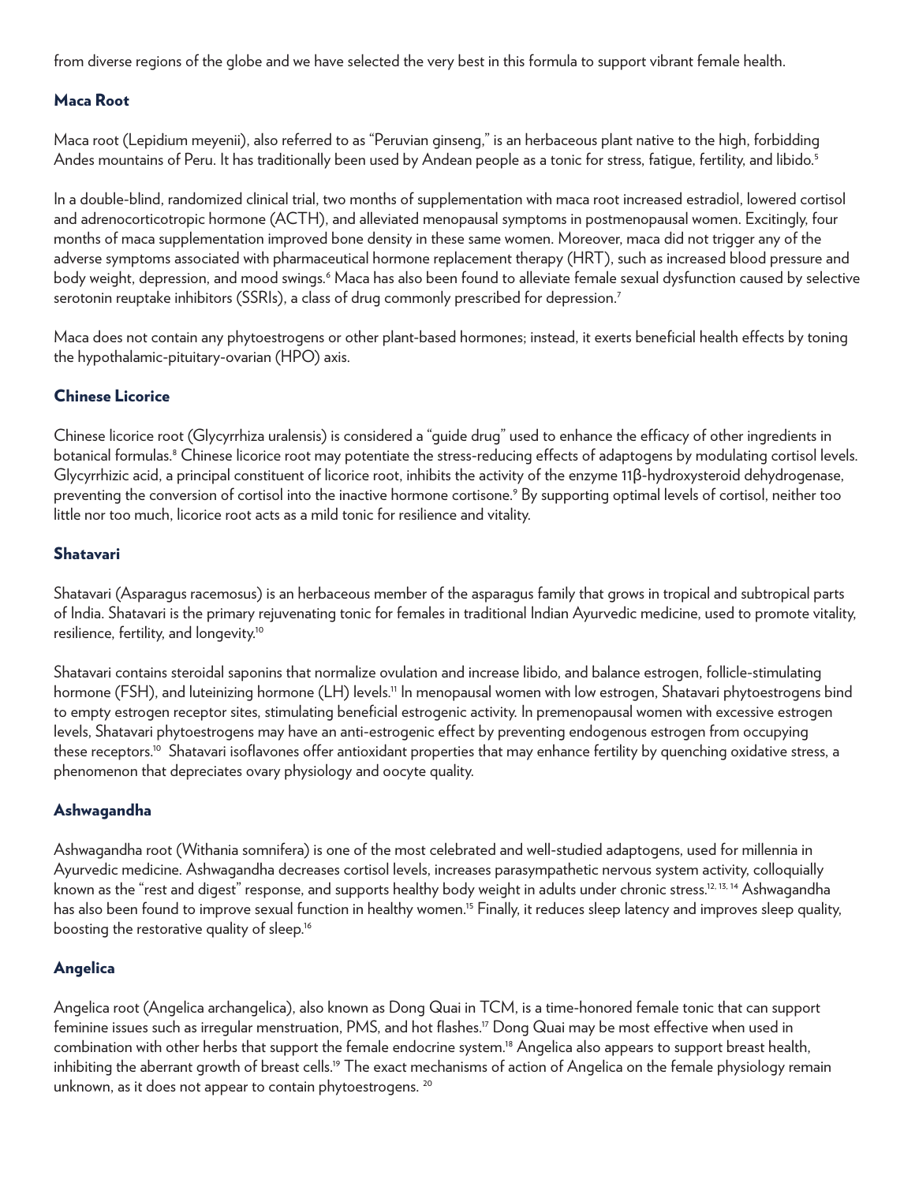from diverse regions of the globe and we have selected the very best in this formula to support vibrant female health.

## Maca Root

Maca root (Lepidium meyenii), also referred to as "Peruvian ginseng," is an herbaceous plant native to the high, forbidding Andes mountains of Peru. It has traditionally been used by Andean people as a tonic for stress, fatigue, fertility, and libido.[5]

In a double-blind, randomized clinical trial, two months of supplementation with maca root increased estradiol, lowered cortisol and adrenocorticotropic hormone (ACTH), and alleviated menopausal symptoms in postmenopausal women. Excitingly, four months of maca supplementation improved bone density in these same women. Moreover, maca did not trigger any of the adverse symptoms associated with pharmaceutical hormone replacement therapy (HRT), such as increased blood pressure and body weight, depression, and mood swings.[6] Maca has also been found to alleviate female sexual dysfunction caused by selective serotonin reuptake inhibitors (SSRIs), a class of drug commonly prescribed for depression.[7]

Maca does not contain any phytoestrogens or other plant-based hormones; instead, it exerts beneficial health effects by toning the hypothalamic-pituitary-ovarian (HPO) axis.

## Chinese Licorice

Chinese licorice root (Glycyrrhiza uralensis) is considered a "guide drug" used to enhance the efficacy of other ingredients in botanical formulas.[8] Chinese licorice root may potentiate the stress-reducing effects of adaptogens by modulating cortisol levels. Glycyrrhizic acid, a principal constituent of licorice root, inhibits the activity of the enzyme 11β-hydroxysteroid dehydrogenase, preventing the conversion of cortisol into the inactive hormone cortisone.[9] By supporting optimal levels of cortisol, neither too little nor too much, licorice root acts as a mild tonic for resilience and vitality.

## Shatavari

Shatavari (Asparagus racemosus) is an herbaceous member of the asparagus family that grows in tropical and subtropical parts of India. Shatavari is the primary rejuvenating tonic for females in traditional Indian Ayurvedic medicine, used to promote vitality, resilience, fertility, and longevity.[10]

Shatavari contains steroidal saponins that normalize ovulation and increase libido, and balance estrogen, follicle-stimulating hormone (FSH), and luteinizing hormone (LH) levels.[11] In menopausal women with low estrogen, Shatavari phytoestrogens bind to empty estrogen receptor sites, stimulating beneficial estrogenic activity. In premenopausal women with excessive estrogen levels, Shatavari phytoestrogens may have an anti-estrogenic effect by preventing endogenous estrogen from occupying these receptors.[10] Shatavari isoflavones offer antioxidant properties that may enhance fertility by quenching oxidative stress, a phenomenon that depreciates ovary physiology and oocyte quality.

## Ashwagandha

Ashwagandha root (Withania somnifera) is one of the most celebrated and well-studied adaptogens, used for millennia in Ayurvedic medicine. Ashwagandha decreases cortisol levels, increases parasympathetic nervous system activity, colloquially known as the "rest and digest" response, and supports healthy body weight in adults under chronic stress.[12, 13, 14] Ashwagandha has also been found to improve sexual function in healthy women.[15] Finally, it reduces sleep latency and improves sleep quality, boosting the restorative quality of sleep.[16]

## Angelica

Angelica root (Angelica archangelica), also known as Dong Quai in TCM, is a time-honored female tonic that can support feminine issues such as irregular menstruation, PMS, and hot flashes.[17] Dong Quai may be most effective when used in combination with other herbs that support the female endocrine system.[18] Angelica also appears to support breast health, inhibiting the aberrant growth of breast cells.[19] The exact mechanisms of action of Angelica on the female physiology remain unknown, as it does not appear to contain phytoestrogens.[20]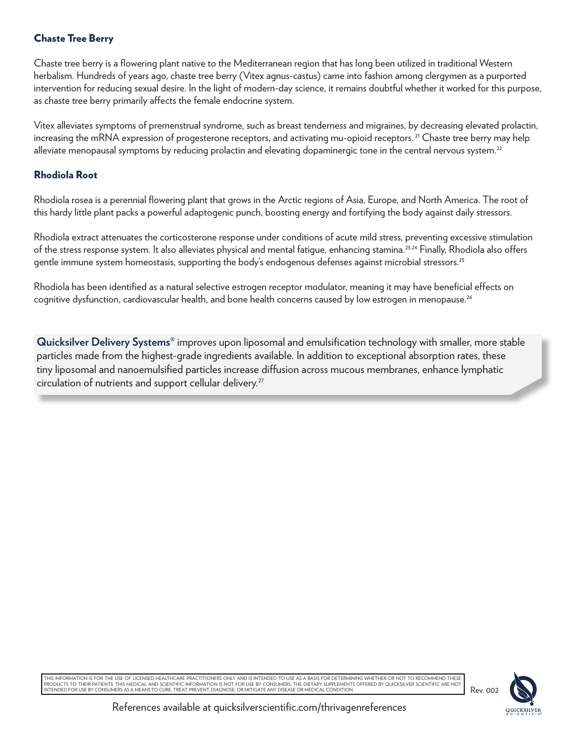### Chaste Tree Berry

Chaste tree berry is a flowering plant native to the Mediterranean region that has long been utilized in traditional Western herbalism. Hundreds of years ago, chaste tree berry (Vitex agnus-castus) came into fashion among clergymen as a purported intervention for reducing sexual desire. In the light of modern-day science, it remains doubtful whether it worked for this purpose, as chaste tree berry primarily affects the female endocrine system.

Vitex alleviates symptoms of premenstrual syndrome, such as breast tenderness and migraines, by decreasing elevated prolactin, increasing the mRNA expression of progesterone receptors, and activating mu-opioid receptors.[21] Chaste tree berry may help alleviate menopausal symptoms by reducing prolactin and elevating dopaminergic tone in the central nervous system.[22]

### Rhodiola Root

Rhodiola rosea is a perennial flowering plant that grows in the Arctic regions of Asia, Europe, and North America. The root of this hardy little plant packs a powerful adaptogenic punch, boosting energy and fortifying the body against daily stressors.

Rhodiola extract attenuates the corticosterone response under conditions of acute mild stress, preventing excessive stimulation of the stress response system. It also alleviates physical and mental fatigue, enhancing stamina.[23,24] Finally, Rhodiola also offers gentle immune system homeostasis, supporting the body's endogenous defenses against microbial stressors.[25]

Rhodiola has been identified as a natural selective estrogen receptor modulator, meaning it may have beneficial effects on cognitive dysfunction, cardiovascular health, and bone health concerns caused by low estrogen in menopause.[26]

**Quicksilver Delivery Systems®** improves upon liposomal and emulsification technology with smaller, more stable particles made from the highest-grade ingredients available. In addition to exceptional absorption rates, these tiny liposomal and nanoemulsified particles increase diffusion across mucous membranes, enhance lymphatic circulation of nutrients and support cellular delivery.[27]

THIS INFORMATION IS FOR THE USE OF LICENSED HEALTHCARE PRACTITIONERS ONLY AND IS INTENDED TO USE AS A BASIS FOR DETERMINING WHETHER OR NOT TO RECOMMEND THESE PRODUCTS TO THEIR PATIENTS. THIS MEDICAL AND SCIENTIFIC INFORMATION IS NOT FOR USE BY CONSUMERS. THE DIETARY SUPPLEMENTS OFFERED BY QUICKSILVER SCIENTIFIC ARE NOT INTENDED FOR USE BY CONSUMERS AS A MEANS TO CURE, TREAT, PREVENT, DIAGNOSE, OR MITIGATE ANY DISEASE OR MEDICAL CONDITION.

Rev. 002

References available at quicksilverscientific.com/thrivagenreferences